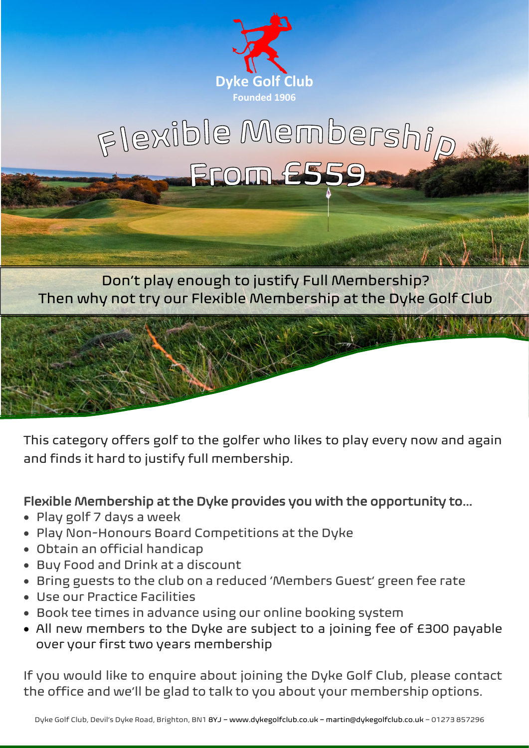Dyke Golf Club

Founded 1906

# Flexible Membership From £559

Don't play enough to justify Full Membership?
Then why not try our Flexible Membership at the Dyke Golf Club

This category offers golf to the golfer who likes to play every now and again and finds it hard to justify full membership.

**Flexible Membership at the Dyke provides you with the opportunity to…**

- Play golf 7 days a week
- Play Non-Honours Board Competitions at the Dyke
- Obtain an official handicap
- Buy Food and Drink at a discount
- Bring guests to the club on a reduced 'Members Guest' green fee rate
- Use our Practice Facilities
- Book tee times in advance using our online booking system
- All new members to the Dyke are subject to a joining fee of £300 payable over your first two years membership

If you would like to enquire about joining the Dyke Golf Club, please contact the office and we'll be glad to talk to you about your membership options.

Dyke Golf Club, Devil's Dyke Road, Brighton, BN1 8YJ – www.dykegolfclub.co.uk – martin@dykegolfclub.co.uk – 01273 857296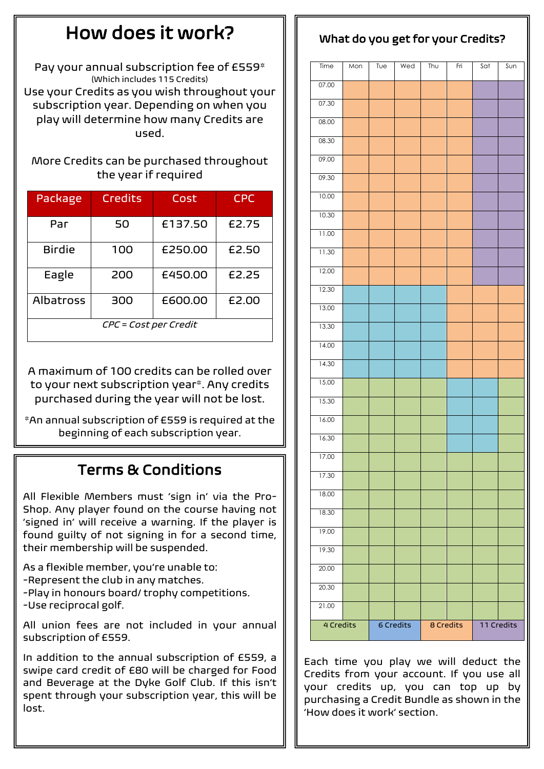## How does it work?

Pay your annual subscription fee of £559*
(Which includes 115 Credits)
Use your Credits as you wish throughout your subscription year. Depending on when you play will determine how many Credits are used.

More Credits can be purchased throughout the year if required

| Package | Credits | Cost | CPC |
|---|---|---|---|
| Par | 50 | £137.50 | £2.75 |
| Birdie | 100 | £250.00 | £2.50 |
| Eagle | 200 | £450.00 | £2.25 |
| Albatross | 300 | £600.00 | £2.00 |

*CPC = Cost per Credit*

A maximum of 100 credits can be rolled over to your next subscription year*. Any credits purchased during the year will not be lost.

*An annual subscription of £559 is required at the beginning of each subscription year.

## Terms & Conditions

All Flexible Members must 'sign in' via the Pro-Shop. Any player found on the course having not 'signed in' will receive a warning. If the player is found guilty of not signing in for a second time, their membership will be suspended.

As a flexible member, you're unable to:
- Represent the club in any matches.
- Play in honours board/ trophy competitions.
- Use reciprocal golf.

All union fees are not included in your annual subscription of £559.

In addition to the annual subscription of £559, a swipe card credit of £80 will be charged for Food and Beverage at the Dyke Golf Club. If this isn't spent through your subscription year, this will be lost.

## What do you get for your Credits?

| Time | Mon | Tue | Wed | Thu | Fri | Sat | Sun |
|---|---|---|---|---|---|---|---|
| 07.00 | 8 | 8 | 8 | 8 | 8 | 11 | 11 |
| 07.30 | 8 | 8 | 8 | 8 | 8 | 11 | 11 |
| 08.00 | 8 | 8 | 8 | 8 | 8 | 11 | 11 |
| 08.30 | 8 | 8 | 8 | 8 | 8 | 11 | 11 |
| 09.00 | 8 | 8 | 8 | 8 | 8 | 11 | 11 |
| 09.30 | 8 | 8 | 8 | 8 | 8 | 11 | 11 |
| 10.00 | 8 | 8 | 8 | 8 | 8 | 11 | 11 |
| 10.30 | 8 | 8 | 8 | 8 | 8 | 11 | 11 |
| 11.00 | 8 | 8 | 8 | 8 | 8 | 11 | 11 |
| 11.30 | 8 | 8 | 8 | 8 | 8 | 11 | 11 |
| 12.00 | 8 | 8 | 8 | 8 | 8 | 11 | 11 |
| 12.30 | 6 | 6 | 6 | 6 | 8 | 8 | 8 |
| 13.00 | 6 | 6 | 6 | 6 | 8 | 8 | 8 |
| 13.30 | 6 | 6 | 6 | 6 | 8 | 8 | 8 |
| 14.00 | 6 | 6 | 6 | 6 | 8 | 8 | 8 |
| 14.30 | 6 | 6 | 6 | 6 | 8 | 8 | 8 |
| 15.00 | 4 | 4 | 4 | 4 | 6 | 6 | 4 |
| 15.30 | 4 | 4 | 4 | 4 | 6 | 6 | 4 |
| 16.00 | 4 | 4 | 4 | 4 | 6 | 6 | 4 |
| 16.30 | 4 | 4 | 4 | 4 | 6 | 6 | 4 |
| 17.00 | 4 | 4 | 4 | 4 | 4 | 4 | 4 |
| 17.30 | 4 | 4 | 4 | 4 | 4 | 4 | 4 |
| 18.00 | 4 | 4 | 4 | 4 | 4 | 4 | 4 |
| 18.30 | 4 | 4 | 4 | 4 | 4 | 4 | 4 |
| 19.00 | 4 | 4 | 4 | 4 | 4 | 4 | 4 |
| 19.30 | 4 | 4 | 4 | 4 | 4 | 4 | 4 |
| 20.00 | 4 | 4 | 4 | 4 | 4 | 4 | 4 |
| 20.30 | 4 | 4 | 4 | 4 | 4 | 4 | 4 |
| 21.00 | 4 | 4 | 4 | 4 | 4 | 4 | 4 |

4 Credits | 6 Credits | 8 Credits | 11 Credits

Each time you play we will deduct the Credits from your account. If you use all your credits up, you can top up by purchasing a Credit Bundle as shown in the 'How does it work' section.